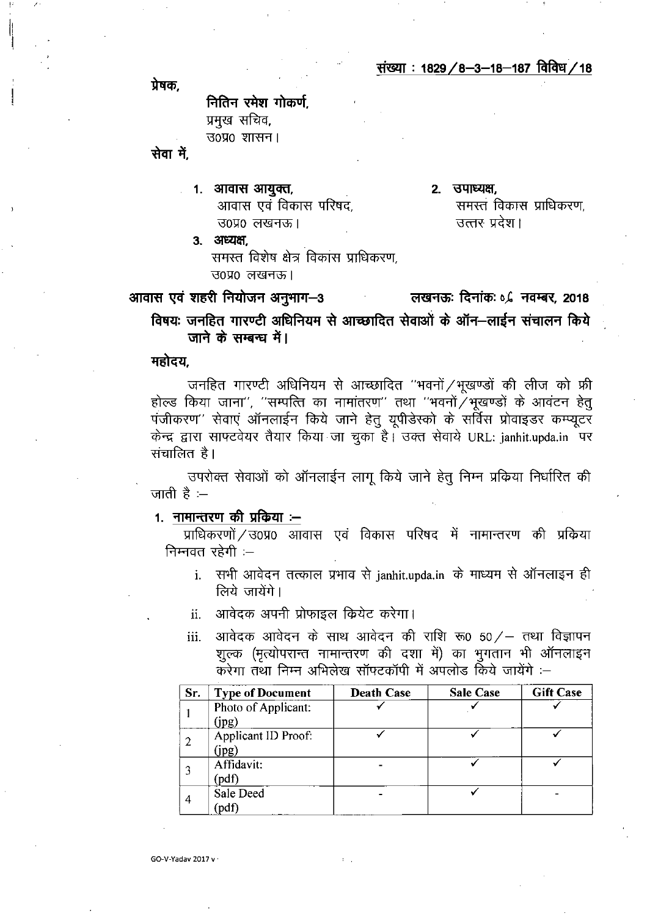संख्या : 1829/8-3-18-187 विविध/18

प्रेषक,

नितिन रमेश गोकर्ण,
प्रमुख सचिव,
उ0प्र0 शासन।

सेवा में,

1. आवास आयुक्त,
आवास एवं विकास परिषद,
उ0प्र0 लखनऊ।

2. उपाध्यक्ष,
समस्त विकास प्राधिकरण,
उत्तर प्रदेश।

3. अध्यक्ष,
समस्त विशेष क्षेत्र विकास प्राधिकरण,
उ0प्र0 लखनऊ।

आवास एवं शहरी नियोजन अनुभाग-3 लखनऊः दिनांकः 06 नवम्बर, 2018

**विषयः जनहित गारण्टी अधिनियम से आच्छादित सेवाओं के ऑन-लाईन संचालन किये जाने के सम्बन्ध में।**

**महोदय,**

जनहित गारण्टी अधिनियम से आच्छादित "भवनों/भूखण्डों की लीज को फ्री होल्ड किया जाना", "सम्पत्ति का नामांतरण" तथा "भवनों/भूखण्डों के आवंटन हेतु पंजीकरण" सेवाएं ऑनलाईन किये जाने हेतु यूपीडेस्को के सर्विस प्रोवाइडर कम्प्यूटर केन्द्र द्वारा साफ्टवेयर तैयार किया जा चुका है। उक्त सेवाये URL: janhit.upda.in पर संचालित है।

उपरोक्त सेवाओं को ऑनलाईन लागू किये जाने हेतु निम्न प्रकिया निर्धारित की जाती है :-

**1. नामान्तरण की प्रक्रिया :-**

प्राधिकरणों/उ0प्र0 आवास एवं विकास परिषद में नामान्तरण की प्रक्रिया निम्नवत रहेगी :-

i. सभी आवेदन तत्काल प्रभाव से janhit.upda.in के माध्यम से ऑनलाइन ही लिये जायेंगे।

ii. आवेदक अपनी प्रोफाइल क्रियेट करेगा।

iii. आवेदक आवेदन के साथ आवेदन की राशि रू0 50/- तथा विज्ञापन शुल्क (मृत्योपरान्त नामान्तरण की दशा में) का भुगतान भी ऑनलाइन करेगा तथा निम्न अभिलेख सॉफ्टकॉपी में अपलोड किये जायेंगे :-

| Sr. | Type of Document | Death Case | Sale Case | Gift Case |
|---|---|---|---|---|
| 1 | Photo of Applicant: (jpg) | ✓ | ✓ | ✓ |
| 2 | Applicant ID Proof: (jpg) | ✓ | ✓ | ✓ |
| 3 | Affidavit: (pdf) | - | ✓ | ✓ |
| 4 | Sale Deed (pdf) | - | ✓ | - |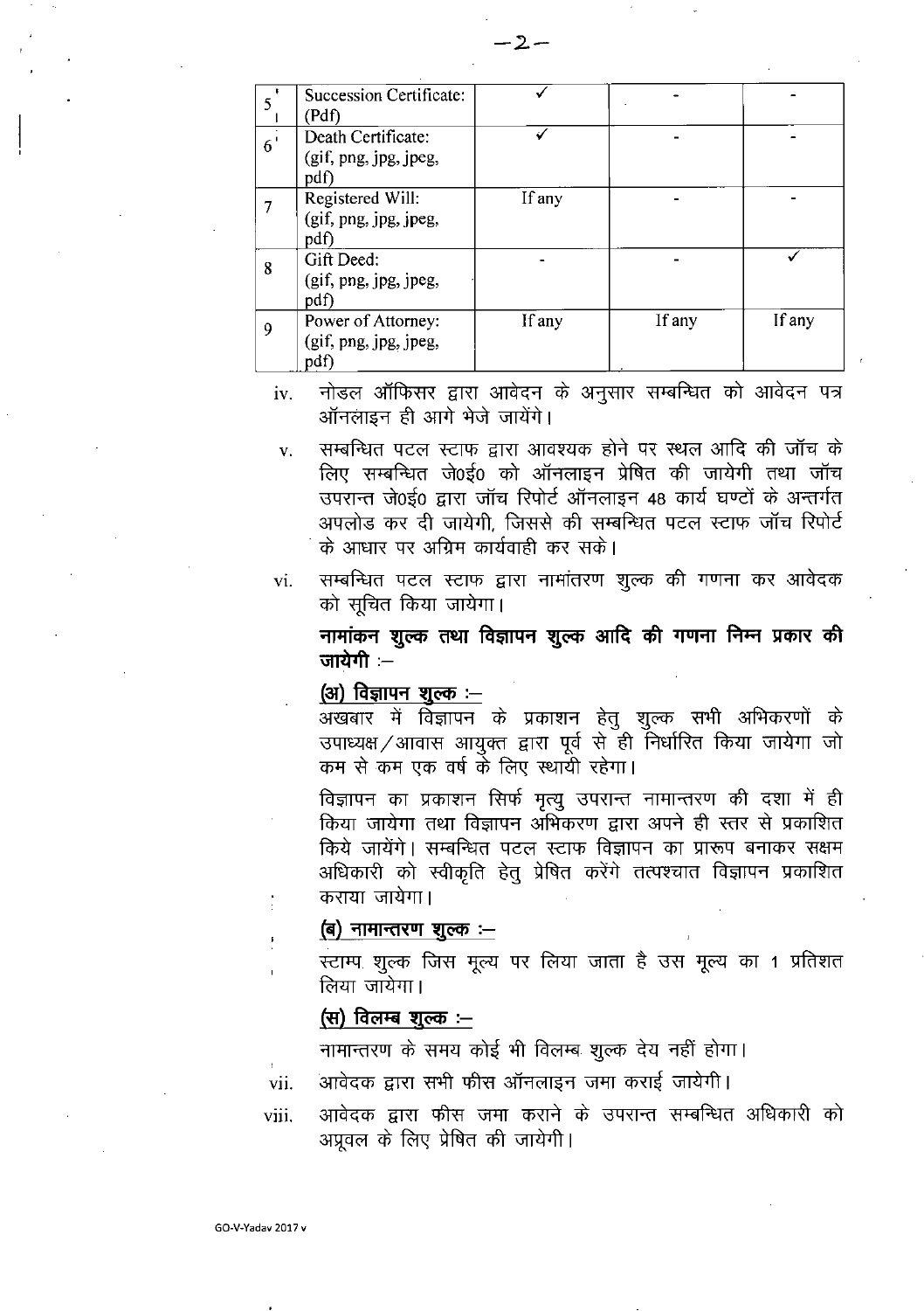| 5 | Succession Certificate: (Pdf) | ✓ | - | - |
|---|---|---|---|---|
| 6 | Death Certificate: (gif, png, jpg, jpeg, pdf) | ✓ | - | - |
| 7 | Registered Will: (gif, png, jpg, jpeg, pdf) | If any | - | - |
| 8 | Gift Deed: (gif, png, jpg, jpeg, pdf) | - | - | ✓ |
| 9 | Power of Attorney: (gif, png, jpg, jpeg, pdf) | If any | If any | If any |

iv. नोडल ऑफिसर द्वारा आवेदन के अनुसार सम्बन्धित को आवेदन पत्र ऑनलाइन ही आगे भेजे जायेंगे।

v. सम्बन्धित पटल स्टाफ द्वारा आवश्यक होने पर स्थल आदि की जॉच के लिए सम्बन्धित जे0ई0 को ऑनलाइन प्रेषित की जायेगी तथा जॉच उपरान्त जे0ई0 द्वारा जॉच रिपोर्ट ऑनलाइन 48 कार्य घण्टों के अन्तर्गत अपलोड कर दी जायेगी, जिससे की सम्बन्धित पटल स्टाफ जॉच रिपोर्ट के आधार पर अग्रिम कार्यवाही कर सके।

vi. सम्बन्धित पटल स्टाफ द्वारा नामांतरण शुल्क की गणना कर आवेदक को सूचित किया जायेगा।

**नामांकन शुल्क तथा विज्ञापन शुल्क आदि की गणना निम्न प्रकार की जायेगी :–**

**(अ) विज्ञापन शुल्क :–**

अखबार में विज्ञापन के प्रकाशन हेतु शुल्क सभी अभिकरणों के उपाध्यक्ष/आवास आयुक्त द्वारा पूर्व से ही निर्धारित किया जायेगा जो कम से कम एक वर्ष के लिए स्थायी रहेगा।

विज्ञापन का प्रकाशन सिर्फ मृत्यु उपरान्त नामान्तरण की दशा में ही किया जायेगा तथा विज्ञापन अभिकरण द्वारा अपने ही स्तर से प्रकाशित किये जायेंगे। सम्बन्धित पटल स्टाफ विज्ञापन का प्रारूप बनाकर सक्षम अधिकारी को स्वीकृति हेतु प्रेषित करेंगे तत्पश्चात विज्ञापन प्रकाशित कराया जायेगा।

**(ब) नामान्तरण शुल्क :–**

स्टाम्प शुल्क जिस मूल्य पर लिया जाता है उस मूल्य का 1 प्रतिशत लिया जायेगा।

**(स) विलम्ब शुल्क :–**

नामान्तरण के समय कोई भी विलम्ब शुल्क देय नहीं होगा।

vii. आवेदक द्वारा सभी फीस ऑनलाइन जमा कराई जायेगी।

viii. आवेदक द्वारा फीस जमा कराने के उपरान्त सम्बन्धित अधिकारी को अप्रूवल के लिए प्रेषित की जायेगी।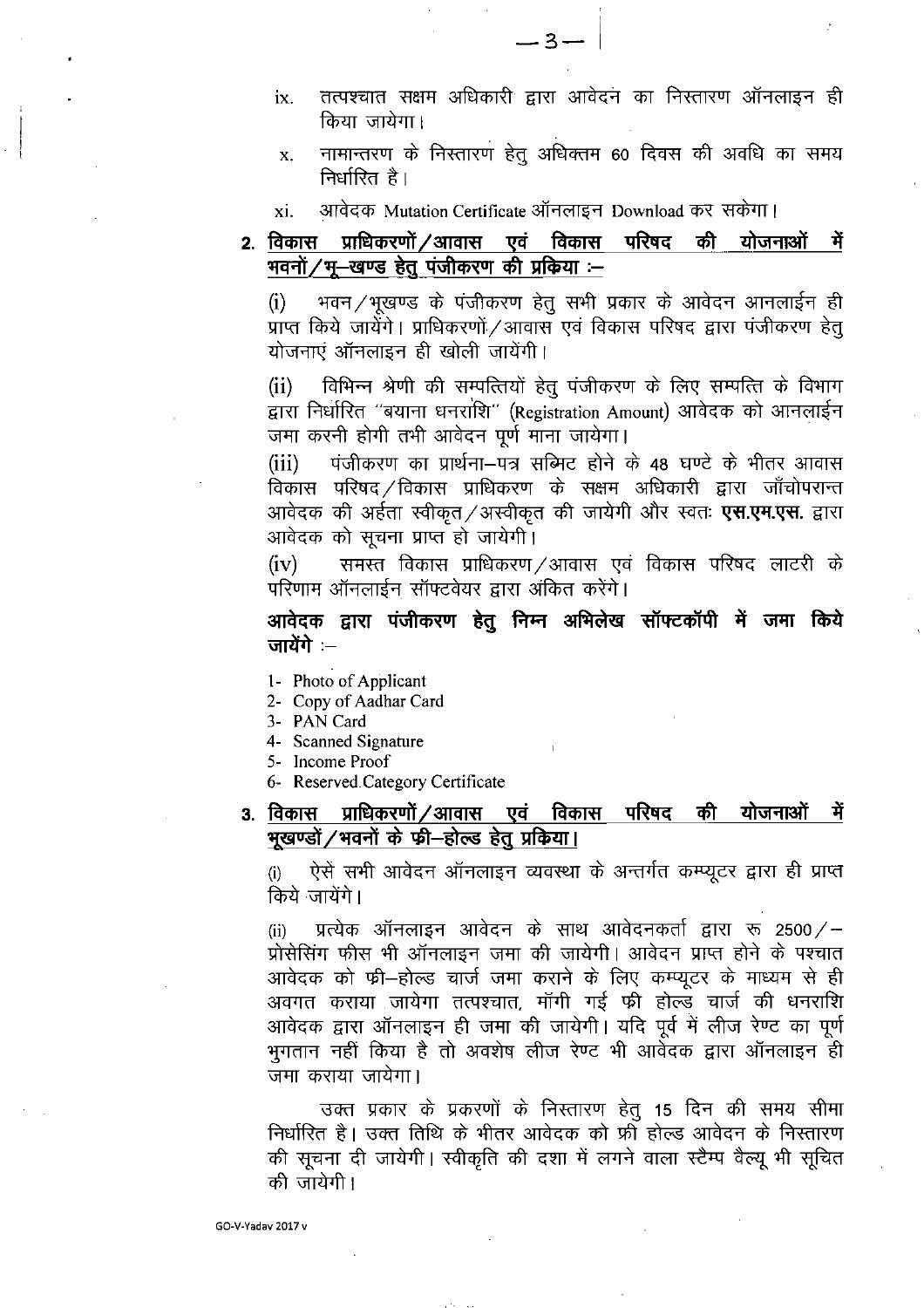ix. तत्पश्चात सक्षम अधिकारी द्वारा आवेदन का निस्तारण ऑनलाइन ही किया जायेगा।

x. नामान्तरण के निस्तारण हेतु अधिक्तम 60 दिवस की अवधि का समय निर्धारित है।

xi. आवेदक Mutation Certificate ऑनलाइन Download कर सकेगा।

**2. <u>विकास प्राधिकरणों/आवास एवं विकास परिषद की योजनाओं में भवनों/भू–खण्ड हेतु पंजीकरण की प्रक्रिया :–</u>**

(i) भवन/भूखण्ड के पंजीकरण हेतु सभी प्रकार के आवेदन आनलाईन ही प्राप्त किये जायेंगे। प्राधिकरणों/आवास एवं विकास परिषद द्वारा पंजीकरण हेतु योजनाएं ऑनलाइन ही खोली जायेंगी।

(ii) विभिन्न श्रेणी की सम्पत्तियों हेतु पंजीकरण के लिए सम्पत्ति के विभाग द्वारा निर्धारित "बयाना धनराशि" (Registration Amount) आवेदक को आनलाईन जमा करनी होगी तभी आवेदन पूर्ण माना जायेगा।

(iii) पंजीकरण का प्रार्थना–पत्र सब्मिट होने के 48 घण्टे के भीतर आवास विकास परिषद/विकास प्राधिकरण के सक्षम अधिकारी द्वारा जाँचोपरान्त आवेदक की अर्हता स्वीकृत/अस्वीकृत की जायेगी और स्वतः **एस.एम.एस.** द्वारा आवेदक को सूचना प्राप्त हो जायेगी।

(iv) समस्त विकास प्राधिकरण/आवास एवं विकास परिषद लाटरी के परिणाम ऑनलाईन सॉफ्टवेयर द्वारा अंकित करेंगे।

**आवेदक द्वारा पंजीकरण हेतु निम्न अभिलेख सॉफ्टकॉपी में जमा किये जायेंगे :–**

1- Photo of Applicant
2- Copy of Aadhar Card
3- PAN Card
4- Scanned Signature
5- Income Proof
6- Reserved Category Certificate

**3. <u>विकास प्राधिकरणों/आवास एवं विकास परिषद की योजनाओं में भूखण्डों/भवनों के फ्री–होल्ड हेतु प्रकिया।</u>**

(i) ऐसे सभी आवेदन ऑनलाइन व्यवस्था के अन्तर्गत कम्प्यूटर द्वारा ही प्राप्त किये जायेंगे।

(ii) प्रत्येक ऑनलाइन आवेदन के साथ आवेदनकर्ता द्वारा रू 2500/– प्रोसेसिंग फीस भी ऑनलाइन जमा की जायेगी। आवेदन प्राप्त होने के पश्चात आवेदक को फ्री–होल्ड चार्ज जमा कराने के लिए कम्प्यूटर के माध्यम से ही अवगत कराया जायेगा तत्पश्चात, मॉगी गई फ्री होल्ड चार्ज की धनराशि आवेदक द्वारा ऑनलाइन ही जमा की जायेगी। यदि पूर्व में लीज रेण्ट का पूर्ण भुगतान नहीं किया है तो अवशेष लीज रेण्ट भी आवेदक द्वारा ऑनलाइन ही जमा कराया जायेगा।

उक्त प्रकार के प्रकरणों के निस्तारण हेतु 15 दिन की समय सीमा निर्धारित है। उक्त तिथि के भीतर आवेदक को फ्री होल्ड आवेदन के निस्तारण की सूचना दी जायेगी। स्वीकृति की दशा में लगने वाला स्टैम्प वैल्यू भी सूचित की जायेगी।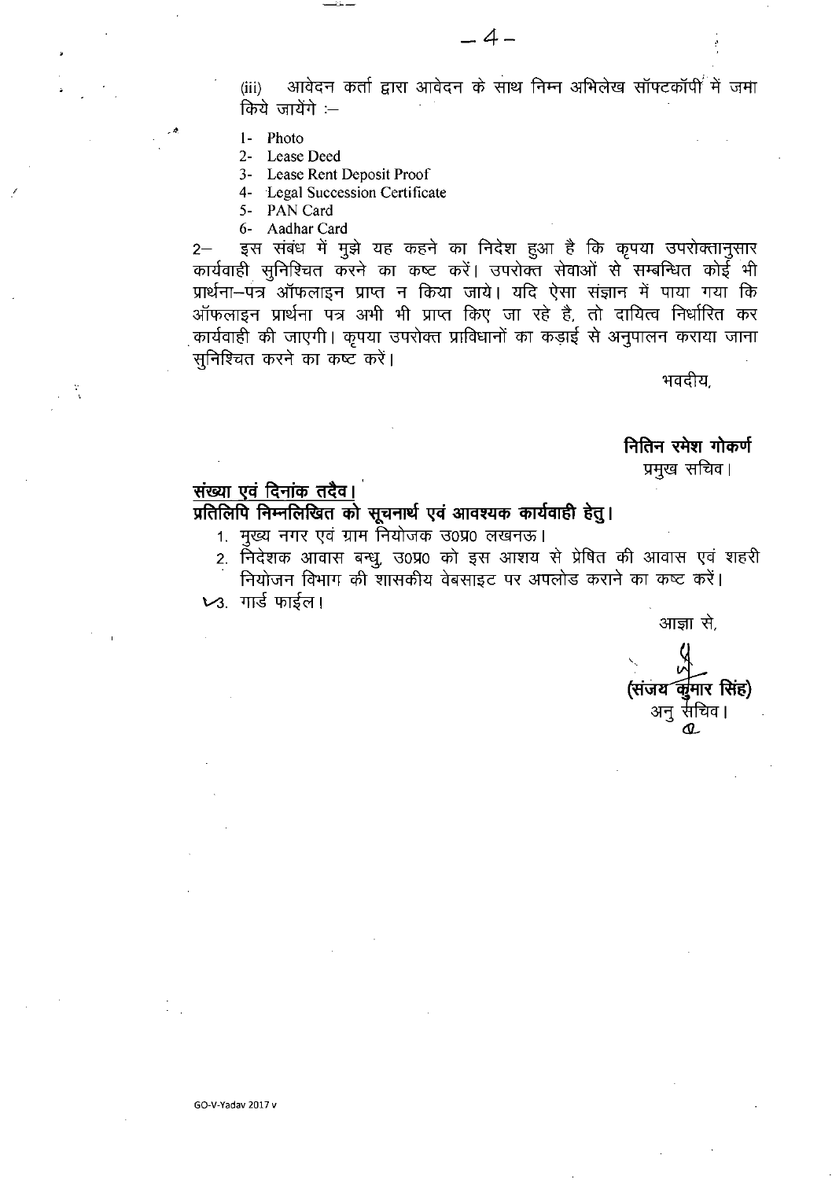(iii) आवेदन कर्ता द्वारा आवेदन के साथ निम्न अभिलेख सॉफ्टकॉपी में जमा किये जायेंगे :–

1- Photo
2- Lease Deed
3- Lease Rent Deposit Proof
4- Legal Succession Certificate
5- PAN Card
6- Aadhar Card

2– इस संबंध में मुझे यह कहने का निदेश हुआ है कि कृपया उपरोक्तानुसार कार्यवाही सुनिश्चित करने का कष्ट करें। उपरोक्त सेवाओं से सम्बन्धित कोई भी प्रार्थना–पत्र ऑफलाइन प्राप्त न किया जाये। यदि ऐसा संज्ञान में पाया गया कि ऑफलाइन प्रार्थना पत्र अभी भी प्राप्त किए जा रहे है, तो दायित्व निर्धारित कर कार्यवाही की जाएगी। कृपया उपरोक्त प्राविधानों का कड़ाई से अनुपालन कराया जाना सुनिश्चित करने का कष्ट करें।

भवदीय,

**नितिन रमेश गोकर्ण**
प्रमुख सचिव।

**संख्या एवं दिनांक तदैव।**
**प्रतिलिपि निम्नलिखित को सूचनार्थ एवं आवश्यक कार्यवाही हेतु।**

1. मुख्य नगर एवं ग्राम नियोजक उ0प्र0 लखनऊ।
2. निदेशक आवास बन्धु, उ0प्र0 को इस आशय से प्रेषित की आवास एवं शहरी नियोजन विभाग की शासकीय वेबसाइट पर अपलोड कराने का कष्ट करें।
3. गार्ड फाईल।

आज्ञा से,

**(संजय कुमार सिंह)**
अनु सचिव।

GO-V-Yadav 2017 v